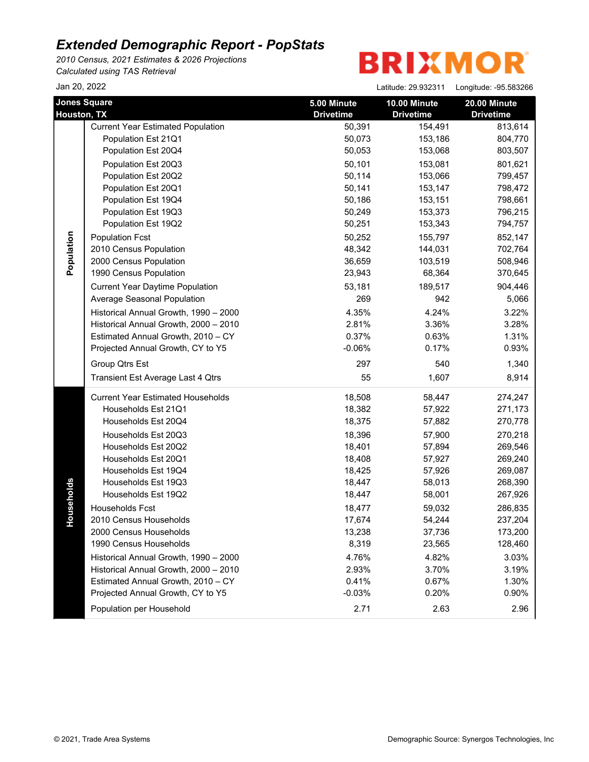# Extended Demographic Report - PopStats

*2010 Census, 2021 Estimates & 2026 Projections*
*Calculated using TAS Retrieval*

BRIXMOR

Jan 20, 2022

Latitude: 29.932311 Longitude: -95.583266

| | Jones Square Houston, TX | 5.00 Minute Drivetime | 10.00 Minute Drivetime | 20.00 Minute Drivetime |
|---|---|---|---|---|
| Population | Current Year Estimated Population | 50,391 | 154,491 | 813,614 |
| | Population Est 21Q1 | 50,073 | 153,186 | 804,770 |
| | Population Est 20Q4 | 50,053 | 153,068 | 803,507 |
| | Population Est 20Q3 | 50,101 | 153,081 | 801,621 |
| | Population Est 20Q2 | 50,114 | 153,066 | 799,457 |
| | Population Est 20Q1 | 50,141 | 153,147 | 798,472 |
| | Population Est 19Q4 | 50,186 | 153,151 | 798,661 |
| | Population Est 19Q3 | 50,249 | 153,373 | 796,215 |
| | Population Est 19Q2 | 50,251 | 153,343 | 794,757 |
| | Population Fcst | 50,252 | 155,797 | 852,147 |
| | 2010 Census Population | 48,342 | 144,031 | 702,764 |
| | 2000 Census Population | 36,659 | 103,519 | 508,946 |
| | 1990 Census Population | 23,943 | 68,364 | 370,645 |
| | Current Year Daytime Population | 53,181 | 189,517 | 904,446 |
| | Average Seasonal Population | 269 | 942 | 5,066 |
| | Historical Annual Growth, 1990 – 2000 | 4.35% | 4.24% | 3.22% |
| | Historical Annual Growth, 2000 – 2010 | 2.81% | 3.36% | 3.28% |
| | Estimated Annual Growth, 2010 – CY | 0.37% | 0.63% | 1.31% |
| | Projected Annual Growth, CY to Y5 | -0.06% | 0.17% | 0.93% |
| | Group Qtrs Est | 297 | 540 | 1,340 |
| | Transient Est Average Last 4 Qtrs | 55 | 1,607 | 8,914 |
| Households | Current Year Estimated Households | 18,508 | 58,447 | 274,247 |
| | Households Est 21Q1 | 18,382 | 57,922 | 271,173 |
| | Households Est 20Q4 | 18,375 | 57,882 | 270,778 |
| | Households Est 20Q3 | 18,396 | 57,900 | 270,218 |
| | Households Est 20Q2 | 18,401 | 57,894 | 269,546 |
| | Households Est 20Q1 | 18,408 | 57,927 | 269,240 |
| | Households Est 19Q4 | 18,425 | 57,926 | 269,087 |
| | Households Est 19Q3 | 18,447 | 58,013 | 268,390 |
| | Households Est 19Q2 | 18,447 | 58,001 | 267,926 |
| | Households Fcst | 18,477 | 59,032 | 286,835 |
| | 2010 Census Households | 17,674 | 54,244 | 237,204 |
| | 2000 Census Households | 13,238 | 37,736 | 173,200 |
| | 1990 Census Households | 8,319 | 23,565 | 128,460 |
| | Historical Annual Growth, 1990 – 2000 | 4.76% | 4.82% | 3.03% |
| | Historical Annual Growth, 2000 – 2010 | 2.93% | 3.70% | 3.19% |
| | Estimated Annual Growth, 2010 – CY | 0.41% | 0.67% | 1.30% |
| | Projected Annual Growth, CY to Y5 | -0.03% | 0.20% | 0.90% |
| | Population per Household | 2.71 | 2.63 | 2.96 |

© 2021, Trade Area Systems

Demographic Source: Synergos Technologies, Inc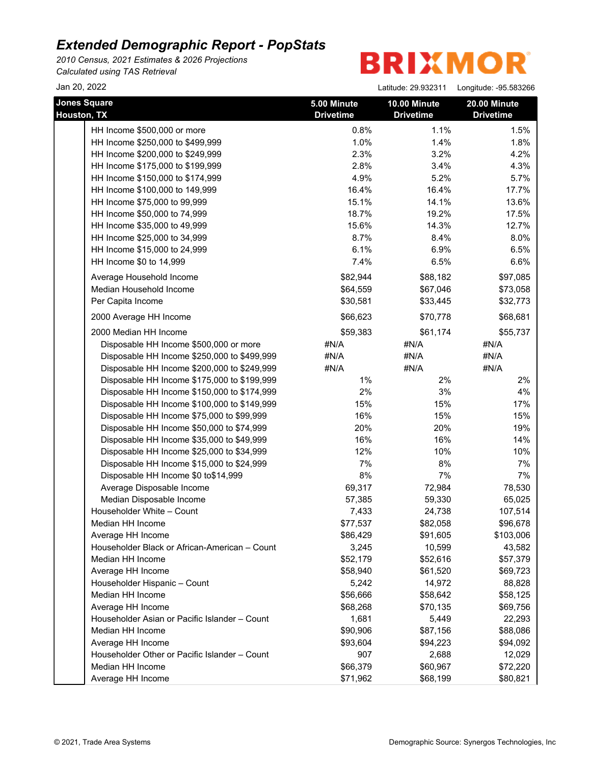# Extended Demographic Report - PopStats

*2010 Census, 2021 Estimates & 2026 Projections*
*Calculated using TAS Retrieval*

BRIXMOR

Jan 20, 2022

Latitude: 29.932311 Longitude: -95.583266

| Jones Square Houston, TX | 5.00 Minute Drivetime | 10.00 Minute Drivetime | 20.00 Minute Drivetime |
|---|---|---|---|
| HH Income $500,000 or more | 0.8% | 1.1% | 1.5% |
| HH Income $250,000 to $499,999 | 1.0% | 1.4% | 1.8% |
| HH Income $200,000 to $249,999 | 2.3% | 3.2% | 4.2% |
| HH Income $175,000 to $199,999 | 2.8% | 3.4% | 4.3% |
| HH Income $150,000 to $174,999 | 4.9% | 5.2% | 5.7% |
| HH Income $100,000 to 149,999 | 16.4% | 16.4% | 17.7% |
| HH Income $75,000 to 99,999 | 15.1% | 14.1% | 13.6% |
| HH Income $50,000 to 74,999 | 18.7% | 19.2% | 17.5% |
| HH Income $35,000 to 49,999 | 15.6% | 14.3% | 12.7% |
| HH Income $25,000 to 34,999 | 8.7% | 8.4% | 8.0% |
| HH Income $15,000 to 24,999 | 6.1% | 6.9% | 6.5% |
| HH Income $0 to 14,999 | 7.4% | 6.5% | 6.6% |
| Average Household Income | $82,944 | $88,182 | $97,085 |
| Median Household Income | $64,559 | $67,046 | $73,058 |
| Per Capita Income | $30,581 | $33,445 | $32,773 |
| 2000 Average HH Income | $66,623 | $70,778 | $68,681 |
| 2000 Median HH Income | $59,383 | $61,174 | $55,737 |
| Disposable HH Income $500,000 or more | #N/A | #N/A | #N/A |
| Disposable HH Income $250,000 to $499,999 | #N/A | #N/A | #N/A |
| Disposable HH Income $200,000 to $249,999 | #N/A | #N/A | #N/A |
| Disposable HH Income $175,000 to $199,999 | 1% | 2% | 2% |
| Disposable HH Income $150,000 to $174,999 | 2% | 3% | 4% |
| Disposable HH Income $100,000 to $149,999 | 15% | 15% | 17% |
| Disposable HH Income $75,000 to $99,999 | 16% | 15% | 15% |
| Disposable HH Income $50,000 to $74,999 | 20% | 20% | 19% |
| Disposable HH Income $35,000 to $49,999 | 16% | 16% | 14% |
| Disposable HH Income $25,000 to $34,999 | 12% | 10% | 10% |
| Disposable HH Income $15,000 to $24,999 | 7% | 8% | 7% |
| Disposable HH Income $0 to$14,999 | 8% | 7% | 7% |
| Average Disposable Income | 69,317 | 72,984 | 78,530 |
| Median Disposable Income | 57,385 | 59,330 | 65,025 |
| Householder White – Count | 7,433 | 24,738 | 107,514 |
| Median HH Income | $77,537 | $82,058 | $96,678 |
| Average HH Income | $86,429 | $91,605 | $103,006 |
| Householder Black or African-American – Count | 3,245 | 10,599 | 43,582 |
| Median HH Income | $52,179 | $52,616 | $57,379 |
| Average HH Income | $58,940 | $61,520 | $69,723 |
| Householder Hispanic – Count | 5,242 | 14,972 | 88,828 |
| Median HH Income | $56,666 | $58,642 | $58,125 |
| Average HH Income | $68,268 | $70,135 | $69,756 |
| Householder Asian or Pacific Islander – Count | 1,681 | 5,449 | 22,293 |
| Median HH Income | $90,906 | $87,156 | $88,086 |
| Average HH Income | $93,604 | $94,223 | $94,092 |
| Householder Other or Pacific Islander – Count | 907 | 2,688 | 12,029 |
| Median HH Income | $66,379 | $60,967 | $72,220 |
| Average HH Income | $71,962 | $68,199 | $80,821 |

© 2021, Trade Area Systems

Demographic Source: Synergos Technologies, Inc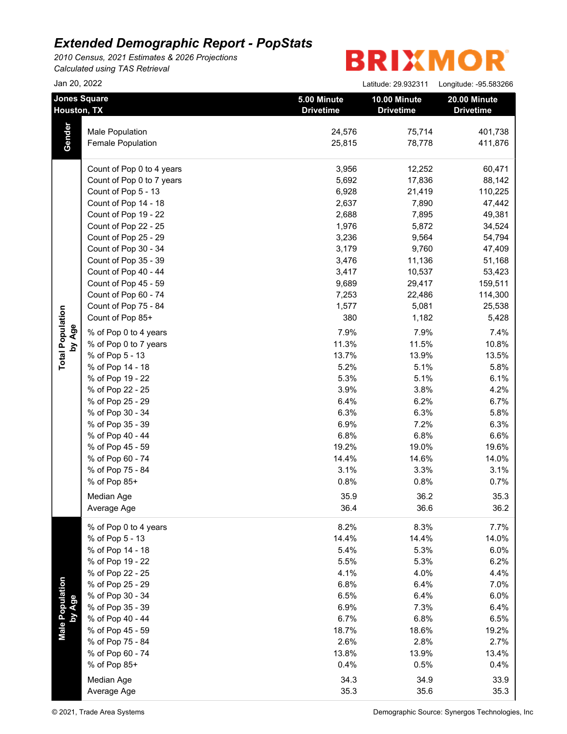# Extended Demographic Report - PopStats

*2010 Census, 2021 Estimates & 2026 Projections*
*Calculated using TAS Retrieval*

BRIXMOR

Jan 20, 2022

Latitude: 29.932311 Longitude: -95.583266

| | Jones Square Houston, TX | 5.00 Minute Drivetime | 10.00 Minute Drivetime | 20.00 Minute Drivetime |
|---|---|---|---|---|
| **Gender** | Male Population | 24,576 | 75,714 | 401,738 |
| | Female Population | 25,815 | 78,778 | 411,876 |
| **Total Population by Age** | Count of Pop 0 to 4 years | 3,956 | 12,252 | 60,471 |
| | Count of Pop 0 to 7 years | 5,692 | 17,836 | 88,142 |
| | Count of Pop 5 - 13 | 6,928 | 21,419 | 110,225 |
| | Count of Pop 14 - 18 | 2,637 | 7,890 | 47,442 |
| | Count of Pop 19 - 22 | 2,688 | 7,895 | 49,381 |
| | Count of Pop 22 - 25 | 1,976 | 5,872 | 34,524 |
| | Count of Pop 25 - 29 | 3,236 | 9,564 | 54,794 |
| | Count of Pop 30 - 34 | 3,179 | 9,760 | 47,409 |
| | Count of Pop 35 - 39 | 3,476 | 11,136 | 51,168 |
| | Count of Pop 40 - 44 | 3,417 | 10,537 | 53,423 |
| | Count of Pop 45 - 59 | 9,689 | 29,417 | 159,511 |
| | Count of Pop 60 - 74 | 7,253 | 22,486 | 114,300 |
| | Count of Pop 75 - 84 | 1,577 | 5,081 | 25,538 |
| | Count of Pop 85+ | 380 | 1,182 | 5,428 |
| | % of Pop 0 to 4 years | 7.9% | 7.9% | 7.4% |
| | % of Pop 0 to 7 years | 11.3% | 11.5% | 10.8% |
| | % of Pop 5 - 13 | 13.7% | 13.9% | 13.5% |
| | % of Pop 14 - 18 | 5.2% | 5.1% | 5.8% |
| | % of Pop 19 - 22 | 5.3% | 5.1% | 6.1% |
| | % of Pop 22 - 25 | 3.9% | 3.8% | 4.2% |
| | % of Pop 25 - 29 | 6.4% | 6.2% | 6.7% |
| | % of Pop 30 - 34 | 6.3% | 6.3% | 5.8% |
| | % of Pop 35 - 39 | 6.9% | 7.2% | 6.3% |
| | % of Pop 40 - 44 | 6.8% | 6.8% | 6.6% |
| | % of Pop 45 - 59 | 19.2% | 19.0% | 19.6% |
| | % of Pop 60 - 74 | 14.4% | 14.6% | 14.0% |
| | % of Pop 75 - 84 | 3.1% | 3.3% | 3.1% |
| | % of Pop 85+ | 0.8% | 0.8% | 0.7% |
| | Median Age | 35.9 | 36.2 | 35.3 |
| | Average Age | 36.4 | 36.6 | 36.2 |
| **Male Population by Age** | % of Pop 0 to 4 years | 8.2% | 8.3% | 7.7% |
| | % of Pop 5 - 13 | 14.4% | 14.4% | 14.0% |
| | % of Pop 14 - 18 | 5.4% | 5.3% | 6.0% |
| | % of Pop 19 - 22 | 5.5% | 5.3% | 6.2% |
| | % of Pop 22 - 25 | 4.1% | 4.0% | 4.4% |
| | % of Pop 25 - 29 | 6.8% | 6.4% | 7.0% |
| | % of Pop 30 - 34 | 6.5% | 6.4% | 6.0% |
| | % of Pop 35 - 39 | 6.9% | 7.3% | 6.4% |
| | % of Pop 40 - 44 | 6.7% | 6.8% | 6.5% |
| | % of Pop 45 - 59 | 18.7% | 18.6% | 19.2% |
| | % of Pop 75 - 84 | 2.6% | 2.8% | 2.7% |
| | % of Pop 60 - 74 | 13.8% | 13.9% | 13.4% |
| | % of Pop 85+ | 0.4% | 0.5% | 0.4% |
| | Median Age | 34.3 | 34.9 | 33.9 |
| | Average Age | 35.3 | 35.6 | 35.3 |

© 2021, Trade Area Systems

Demographic Source: Synergos Technologies, Inc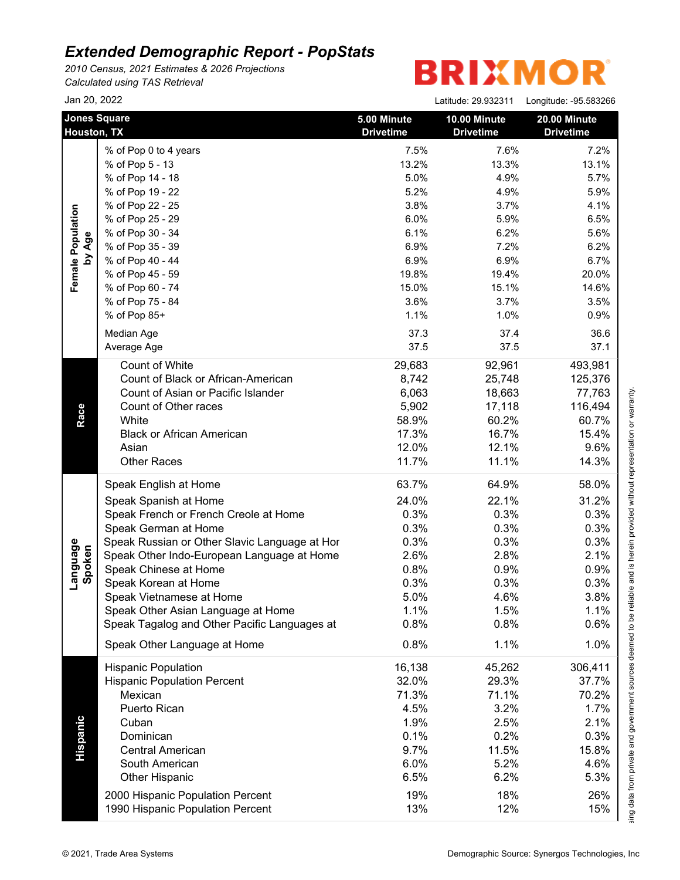# *Extended Demographic Report - PopStats*

*2010 Census, 2021 Estimates & 2026 Projections*
*Calculated using TAS Retrieval*

BRIXMOR

Jan 20, 2022

Latitude: 29.932311 Longitude: -95.583266

| Jones Square Houston, TX | | 5.00 Minute Drivetime | 10.00 Minute Drivetime | 20.00 Minute Drivetime |
|---|---|---|---|---|
| Female Population by Age | % of Pop 0 to 4 years | 7.5% | 7.6% | 7.2% |
| | % of Pop 5 - 13 | 13.2% | 13.3% | 13.1% |
| | % of Pop 14 - 18 | 5.0% | 4.9% | 5.7% |
| | % of Pop 19 - 22 | 5.2% | 4.9% | 5.9% |
| | % of Pop 22 - 25 | 3.8% | 3.7% | 4.1% |
| | % of Pop 25 - 29 | 6.0% | 5.9% | 6.5% |
| | % of Pop 30 - 34 | 6.1% | 6.2% | 5.6% |
| | % of Pop 35 - 39 | 6.9% | 7.2% | 6.2% |
| | % of Pop 40 - 44 | 6.9% | 6.9% | 6.7% |
| | % of Pop 45 - 59 | 19.8% | 19.4% | 20.0% |
| | % of Pop 60 - 74 | 15.0% | 15.1% | 14.6% |
| | % of Pop 75 - 84 | 3.6% | 3.7% | 3.5% |
| | % of Pop 85+ | 1.1% | 1.0% | 0.9% |
| | Median Age | 37.3 | 37.4 | 36.6 |
| | Average Age | 37.5 | 37.5 | 37.1 |
| Race | Count of White | 29,683 | 92,961 | 493,981 |
| | Count of Black or African-American | 8,742 | 25,748 | 125,376 |
| | Count of Asian or Pacific Islander | 6,063 | 18,663 | 77,763 |
| | Count of Other races | 5,902 | 17,118 | 116,494 |
| | White | 58.9% | 60.2% | 60.7% |
| | Black or African American | 17.3% | 16.7% | 15.4% |
| | Asian | 12.0% | 12.1% | 9.6% |
| | Other Races | 11.7% | 11.1% | 14.3% |
| Language Spoken | Speak English at Home | 63.7% | 64.9% | 58.0% |
| | Speak Spanish at Home | 24.0% | 22.1% | 31.2% |
| | Speak French or French Creole at Home | 0.3% | 0.3% | 0.3% |
| | Speak German at Home | 0.3% | 0.3% | 0.3% |
| | Speak Russian or Other Slavic Language at Hor | 0.3% | 0.3% | 0.3% |
| | Speak Other Indo-European Language at Home | 2.6% | 2.8% | 2.1% |
| | Speak Chinese at Home | 0.8% | 0.9% | 0.9% |
| | Speak Korean at Home | 0.3% | 0.3% | 0.3% |
| | Speak Vietnamese at Home | 5.0% | 4.6% | 3.8% |
| | Speak Other Asian Language at Home | 1.1% | 1.5% | 1.1% |
| | Speak Tagalog and Other Pacific Languages at | 0.8% | 0.8% | 0.6% |
| | Speak Other Language at Home | 0.8% | 1.1% | 1.0% |
| Hispanic | Hispanic Population | 16,138 | 45,262 | 306,411 |
| | Hispanic Population Percent | 32.0% | 29.3% | 37.7% |
| | Mexican | 71.3% | 71.1% | 70.2% |
| | Puerto Rican | 4.5% | 3.2% | 1.7% |
| | Cuban | 1.9% | 2.5% | 2.1% |
| | Dominican | 0.1% | 0.2% | 0.3% |
| | Central American | 9.7% | 11.5% | 15.8% |
| | South American | 6.0% | 5.2% | 4.6% |
| | Other Hispanic | 6.5% | 6.2% | 5.3% |
| | 2000 Hispanic Population Percent | 19% | 18% | 26% |
| | 1990 Hispanic Population Percent | 13% | 12% | 15% |

sing data from private and government sources deemed to be reliable and is herein provided without representation or warranty.

© 2021, Trade Area Systems

Demographic Source: Synergos Technologies, Inc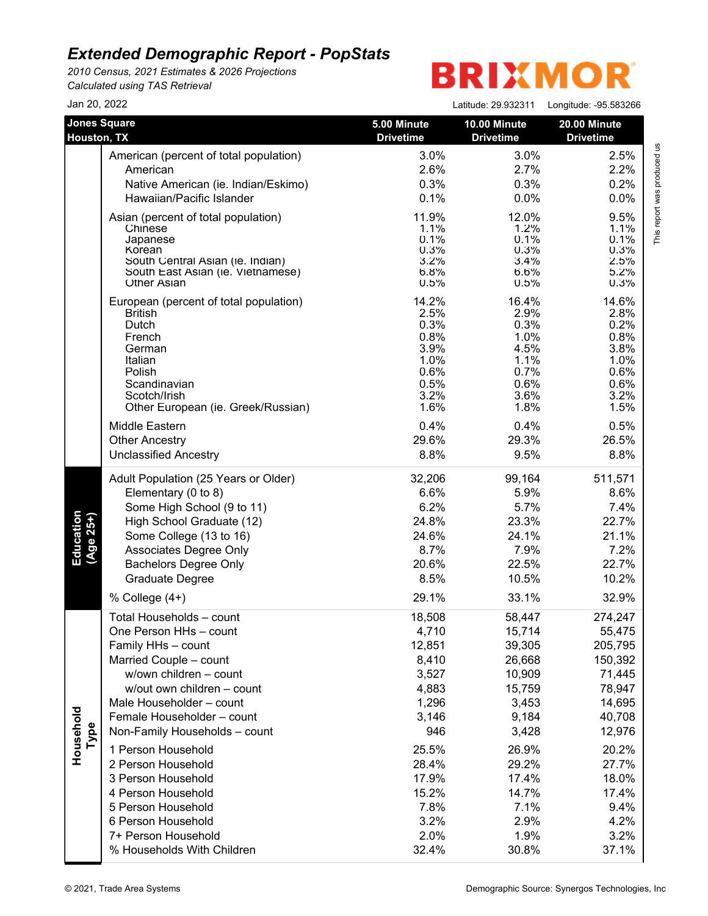# *Extended Demographic Report - PopStats*

*2010 Census, 2021 Estimates & 2026 Projections*
*Calculated using TAS Retrieval*

BRIXMOR

Jan 20, 2022

Latitude: 29.932311 Longitude: -95.583266

| Jones Square Houston, TX | | 5.00 Minute Drivetime | 10.00 Minute Drivetime | 20.00 Minute Drivetime |
|---|---|---|---|---|
| | American (percent of total population) | 3.0% | 3.0% | 2.5% |
| | American | 2.6% | 2.7% | 2.2% |
| | Native American (ie. Indian/Eskimo) | 0.3% | 0.3% | 0.2% |
| | Hawaiian/Pacific Islander | 0.1% | 0.0% | 0.0% |
| | Asian (percent of total population) | 11.9% | 12.0% | 9.5% |
| | Chinese | 1.1% | 1.2% | 1.1% |
| | Japanese | 0.1% | 0.1% | 0.1% |
| | Korean | 0.3% | 0.3% | 0.3% |
| | South Central Asian (ie. Indian) | 3.2% | 3.4% | 2.5% |
| | South East Asian (ie. Vietnamese) | 6.8% | 6.6% | 5.2% |
| | Other Asian | 0.5% | 0.5% | 0.3% |
| | European (percent of total population) | 14.2% | 16.4% | 14.6% |
| | British | 2.5% | 2.9% | 2.8% |
| | Dutch | 0.3% | 0.3% | 0.2% |
| | French | 0.8% | 1.0% | 0.8% |
| | German | 3.9% | 4.5% | 3.8% |
| | Italian | 1.0% | 1.1% | 1.0% |
| | Polish | 0.6% | 0.7% | 0.6% |
| | Scandinavian | 0.5% | 0.6% | 0.6% |
| | Scotch/Irish | 3.2% | 3.6% | 3.2% |
| | Other European (ie. Greek/Russian) | 1.6% | 1.8% | 1.5% |
| | Middle Eastern | 0.4% | 0.4% | 0.5% |
| | Other Ancestry | 29.6% | 29.3% | 26.5% |
| | Unclassified Ancestry | 8.8% | 9.5% | 8.8% |
| **Education (Age 25+)** | Adult Population (25 Years or Older) | 32,206 | 99,164 | 511,571 |
| | Elementary (0 to 8) | 6.6% | 5.9% | 8.6% |
| | Some High School (9 to 11) | 6.2% | 5.7% | 7.4% |
| | High School Graduate (12) | 24.8% | 23.3% | 22.7% |
| | Some College (13 to 16) | 24.6% | 24.1% | 21.1% |
| | Associates Degree Only | 8.7% | 7.9% | 7.2% |
| | Bachelors Degree Only | 20.6% | 22.5% | 22.7% |
| | Graduate Degree | 8.5% | 10.5% | 10.2% |
| | % College (4+) | 29.1% | 33.1% | 32.9% |
| **Household Type** | Total Households – count | 18,508 | 58,447 | 274,247 |
| | One Person HHs – count | 4,710 | 15,714 | 55,475 |
| | Family HHs – count | 12,851 | 39,305 | 205,795 |
| | Married Couple – count | 8,410 | 26,668 | 150,392 |
| | w/own children – count | 3,527 | 10,909 | 71,445 |
| | w/out own children – count | 4,883 | 15,759 | 78,947 |
| | Male Householder – count | 1,296 | 3,453 | 14,695 |
| | Female Householder – count | 3,146 | 9,184 | 40,708 |
| | Non-Family Households – count | 946 | 3,428 | 12,976 |
| | 1 Person Household | 25.5% | 26.9% | 20.2% |
| | 2 Person Household | 28.4% | 29.2% | 27.7% |
| | 3 Person Household | 17.9% | 17.4% | 18.0% |
| | 4 Person Household | 15.2% | 14.7% | 17.4% |
| | 5 Person Household | 7.8% | 7.1% | 9.4% |
| | 6 Person Household | 3.2% | 2.9% | 4.2% |
| | 7+ Person Household | 2.0% | 1.9% | 3.2% |
| | % Households With Children | 32.4% | 30.8% | 37.1% |

This report was produced us

© 2021, Trade Area Systems

Demographic Source: Synergos Technologies, Inc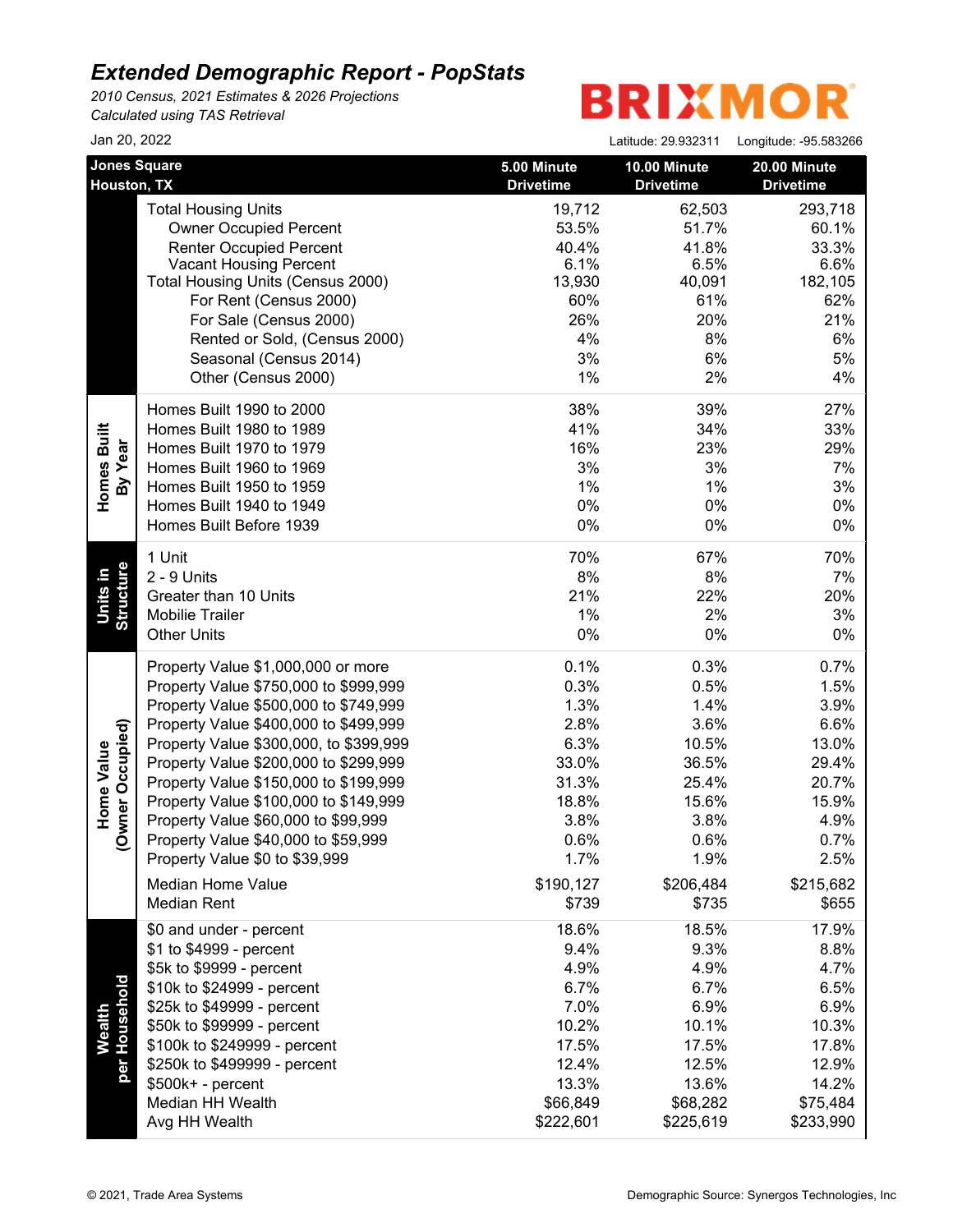# Extended Demographic Report - PopStats

*2010 Census, 2021 Estimates & 2026 Projections*
*Calculated using TAS Retrieval*

BRIXMOR

Jan 20, 2022

Latitude: 29.932311 Longitude: -95.583266

| | Jones Square Houston, TX | 5.00 Minute Drivetime | 10.00 Minute Drivetime | 20.00 Minute Drivetime |
|---|---|---|---|---|
| | Total Housing Units | 19,712 | 62,503 | 293,718 |
| | Owner Occupied Percent | 53.5% | 51.7% | 60.1% |
| | Renter Occupied Percent | 40.4% | 41.8% | 33.3% |
| | Vacant Housing Percent | 6.1% | 6.5% | 6.6% |
| | Total Housing Units (Census 2000) | 13,930 | 40,091 | 182,105 |
| | For Rent (Census 2000) | 60% | 61% | 62% |
| | For Sale (Census 2000) | 26% | 20% | 21% |
| | Rented or Sold, (Census 2000) | 4% | 8% | 6% |
| | Seasonal (Census 2014) | 3% | 6% | 5% |
| | Other (Census 2000) | 1% | 2% | 4% |
| Homes Built By Year | Homes Built 1990 to 2000 | 38% | 39% | 27% |
| | Homes Built 1980 to 1989 | 41% | 34% | 33% |
| | Homes Built 1970 to 1979 | 16% | 23% | 29% |
| | Homes Built 1960 to 1969 | 3% | 3% | 7% |
| | Homes Built 1950 to 1959 | 1% | 1% | 3% |
| | Homes Built 1940 to 1949 | 0% | 0% | 0% |
| | Homes Built Before 1939 | 0% | 0% | 0% |
| Units in Structure | 1 Unit | 70% | 67% | 70% |
| | 2 - 9 Units | 8% | 8% | 7% |
| | Greater than 10 Units | 21% | 22% | 20% |
| | Mobilie Trailer | 1% | 2% | 3% |
| | Other Units | 0% | 0% | 0% |
| Home Value (Owner Occupied) | Property Value $1,000,000 or more | 0.1% | 0.3% | 0.7% |
| | Property Value $750,000 to $999,999 | 0.3% | 0.5% | 1.5% |
| | Property Value $500,000 to $749,999 | 1.3% | 1.4% | 3.9% |
| | Property Value $400,000 to $499,999 | 2.8% | 3.6% | 6.6% |
| | Property Value $300,000, to $399,999 | 6.3% | 10.5% | 13.0% |
| | Property Value $200,000 to $299,999 | 33.0% | 36.5% | 29.4% |
| | Property Value $150,000 to $199,999 | 31.3% | 25.4% | 20.7% |
| | Property Value $100,000 to $149,999 | 18.8% | 15.6% | 15.9% |
| | Property Value $60,000 to $99,999 | 3.8% | 3.8% | 4.9% |
| | Property Value $40,000 to $59,999 | 0.6% | 0.6% | 0.7% |
| | Property Value $0 to $39,999 | 1.7% | 1.9% | 2.5% |
| | Median Home Value | $190,127 | $206,484 | $215,682 |
| | Median Rent | $739 | $735 | $655 |
| Wealth per Household | $0 and under - percent | 18.6% | 18.5% | 17.9% |
| | $1 to $4999 - percent | 9.4% | 9.3% | 8.8% |
| | $5k to $9999 - percent | 4.9% | 4.9% | 4.7% |
| | $10k to $24999 - percent | 6.7% | 6.7% | 6.5% |
| | $25k to $49999 - percent | 7.0% | 6.9% | 6.9% |
| | $50k to $99999 - percent | 10.2% | 10.1% | 10.3% |
| | $100k to $249999 - percent | 17.5% | 17.5% | 17.8% |
| | $250k to $499999 - percent | 12.4% | 12.5% | 12.9% |
| | $500k+ - percent | 13.3% | 13.6% | 14.2% |
| | Median HH Wealth | $66,849 | $68,282 | $75,484 |
| | Avg HH Wealth | $222,601 | $225,619 | $233,990 |

© 2021, Trade Area Systems

Demographic Source: Synergos Technologies, Inc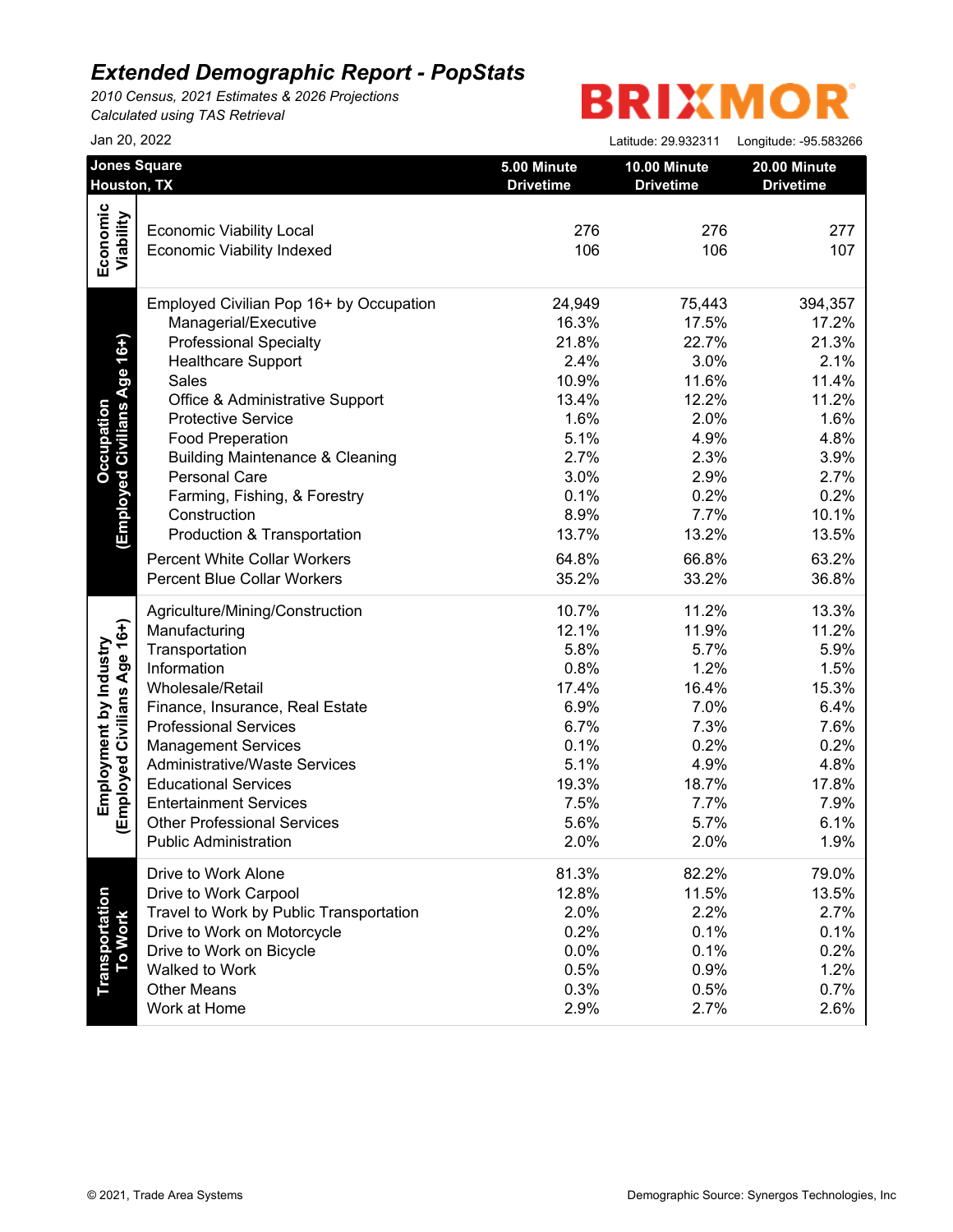# Extended Demographic Report - PopStats

*2010 Census, 2021 Estimates & 2026 Projections*
*Calculated using TAS Retrieval*

BRIXMOR

Jan 20, 2022

Latitude: 29.932311 Longitude: -95.583266

| Jones Square Houston, TX | | 5.00 Minute Drivetime | 10.00 Minute Drivetime | 20.00 Minute Drivetime |
|---|---|---|---|---|
| **Economic Viability** | Economic Viability Local | 276 | 276 | 277 |
| | Economic Viability Indexed | 106 | 106 | 107 |
| **Occupation (Employed Civilians Age 16+)** | Employed Civilian Pop 16+ by Occupation | 24,949 | 75,443 | 394,357 |
| | Managerial/Executive | 16.3% | 17.5% | 17.2% |
| | Professional Specialty | 21.8% | 22.7% | 21.3% |
| | Healthcare Support | 2.4% | 3.0% | 2.1% |
| | Sales | 10.9% | 11.6% | 11.4% |
| | Office & Administrative Support | 13.4% | 12.2% | 11.2% |
| | Protective Service | 1.6% | 2.0% | 1.6% |
| | Food Preperation | 5.1% | 4.9% | 4.8% |
| | Building Maintenance & Cleaning | 2.7% | 2.3% | 3.9% |
| | Personal Care | 3.0% | 2.9% | 2.7% |
| | Farming, Fishing, & Forestry | 0.1% | 0.2% | 0.2% |
| | Construction | 8.9% | 7.7% | 10.1% |
| | Production & Transportation | 13.7% | 13.2% | 13.5% |
| | Percent White Collar Workers | 64.8% | 66.8% | 63.2% |
| | Percent Blue Collar Workers | 35.2% | 33.2% | 36.8% |
| **Employment by Industry (Employed Civilians Age 16+)** | Agriculture/Mining/Construction | 10.7% | 11.2% | 13.3% |
| | Manufacturing | 12.1% | 11.9% | 11.2% |
| | Transportation | 5.8% | 5.7% | 5.9% |
| | Information | 0.8% | 1.2% | 1.5% |
| | Wholesale/Retail | 17.4% | 16.4% | 15.3% |
| | Finance, Insurance, Real Estate | 6.9% | 7.0% | 6.4% |
| | Professional Services | 6.7% | 7.3% | 7.6% |
| | Management Services | 0.1% | 0.2% | 0.2% |
| | Administrative/Waste Services | 5.1% | 4.9% | 4.8% |
| | Educational Services | 19.3% | 18.7% | 17.8% |
| | Entertainment Services | 7.5% | 7.7% | 7.9% |
| | Other Professional Services | 5.6% | 5.7% | 6.1% |
| | Public Administration | 2.0% | 2.0% | 1.9% |
| **Transportation To Work** | Drive to Work Alone | 81.3% | 82.2% | 79.0% |
| | Drive to Work Carpool | 12.8% | 11.5% | 13.5% |
| | Travel to Work by Public Transportation | 2.0% | 2.2% | 2.7% |
| | Drive to Work on Motorcycle | 0.2% | 0.1% | 0.1% |
| | Drive to Work on Bicycle | 0.0% | 0.1% | 0.2% |
| | Walked to Work | 0.5% | 0.9% | 1.2% |
| | Other Means | 0.3% | 0.5% | 0.7% |
| | Work at Home | 2.9% | 2.7% | 2.6% |

© 2021, Trade Area Systems

Demographic Source: Synergos Technologies, Inc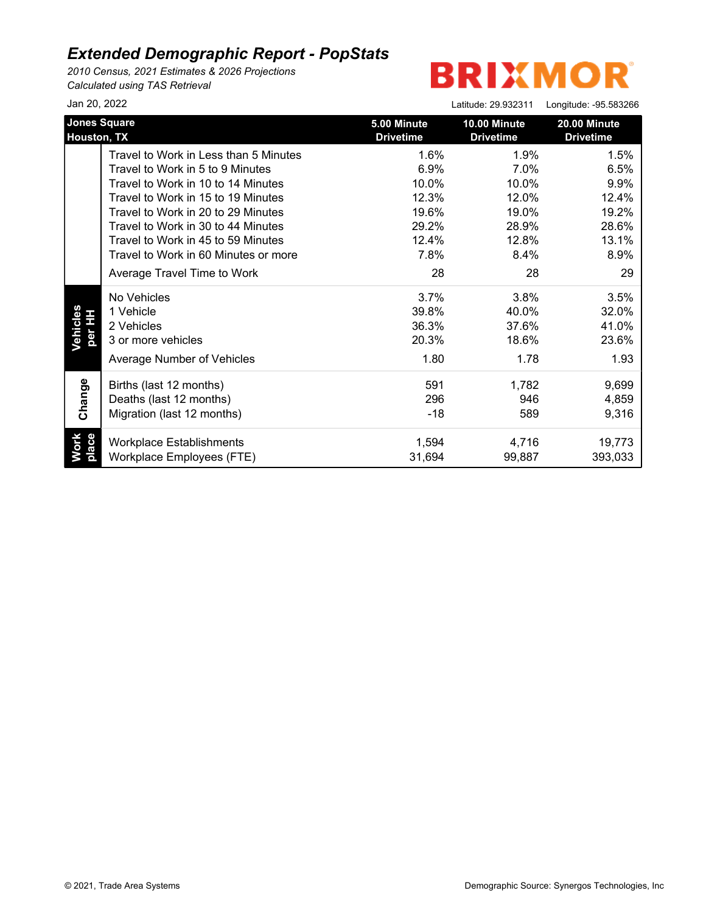# Extended Demographic Report - PopStats

*2010 Census, 2021 Estimates & 2026 Projections*
*Calculated using TAS Retrieval*

BRIXMOR

Jan 20, 2022

Latitude: 29.932311 Longitude: -95.583266

| Jones Square Houston, TX | | 5.00 Minute Drivetime | 10.00 Minute Drivetime | 20.00 Minute Drivetime |
|---|---|---|---|---|
| | Travel to Work in Less than 5 Minutes | 1.6% | 1.9% | 1.5% |
| | Travel to Work in 5 to 9 Minutes | 6.9% | 7.0% | 6.5% |
| | Travel to Work in 10 to 14 Minutes | 10.0% | 10.0% | 9.9% |
| | Travel to Work in 15 to 19 Minutes | 12.3% | 12.0% | 12.4% |
| | Travel to Work in 20 to 29 Minutes | 19.6% | 19.0% | 19.2% |
| | Travel to Work in 30 to 44 Minutes | 29.2% | 28.9% | 28.6% |
| | Travel to Work in 45 to 59 Minutes | 12.4% | 12.8% | 13.1% |
| | Travel to Work in 60 Minutes or more | 7.8% | 8.4% | 8.9% |
| | Average Travel Time to Work | 28 | 28 | 29 |
| Vehicles per HH | No Vehicles | 3.7% | 3.8% | 3.5% |
| | 1 Vehicle | 39.8% | 40.0% | 32.0% |
| | 2 Vehicles | 36.3% | 37.6% | 41.0% |
| | 3 or more vehicles | 20.3% | 18.6% | 23.6% |
| | Average Number of Vehicles | 1.80 | 1.78 | 1.93 |
| Change | Births (last 12 months) | 591 | 1,782 | 9,699 |
| | Deaths (last 12 months) | 296 | 946 | 4,859 |
| | Migration (last 12 months) | -18 | 589 | 9,316 |
| Work place | Workplace Establishments | 1,594 | 4,716 | 19,773 |
| | Workplace Employees (FTE) | 31,694 | 99,887 | 393,033 |

© 2021, Trade Area Systems

Demographic Source: Synergos Technologies, Inc